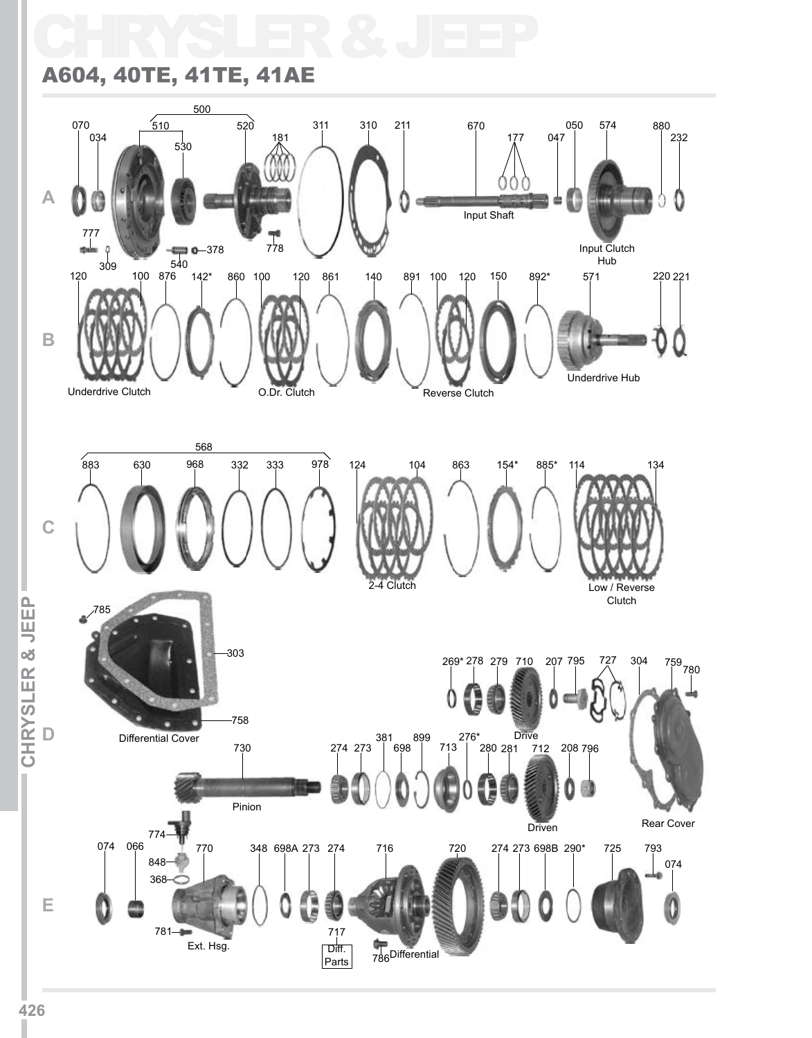# CHRYSLER & JEEP

## A604, 40TE, 41TE, 41AE

A

500
070 034 510 530 520 181 311 310 211 670 177 047 050 574 880 232

777 309 540 378 778

Input Shaft

Input Clutch Hub

B

120 100 876 142* 860 100 120 861 140 891 100 120 150 892* 571 220 221

Underdrive Clutch

O.Dr. Clutch

Reverse Clutch

Underdrive Hub

C

568
883 630 968 332 333 978 124 104 863 154* 885* 114 134

2-4 Clutch

Low / Reverse Clutch

D

785 303 758

Differential Cover

269* 278 279 710 207 795 727 304 759 780

Drive

730 274 273 381 698 899 713 276* 280 281 712 208 796

Pinion

Driven

Rear Cover

E

074 066 774 848 368 770 348 698A 273 274 716 720 274 273 698B 290* 725 793 074

781

Ext. Hsg.

717

Diff. Parts

786

Differential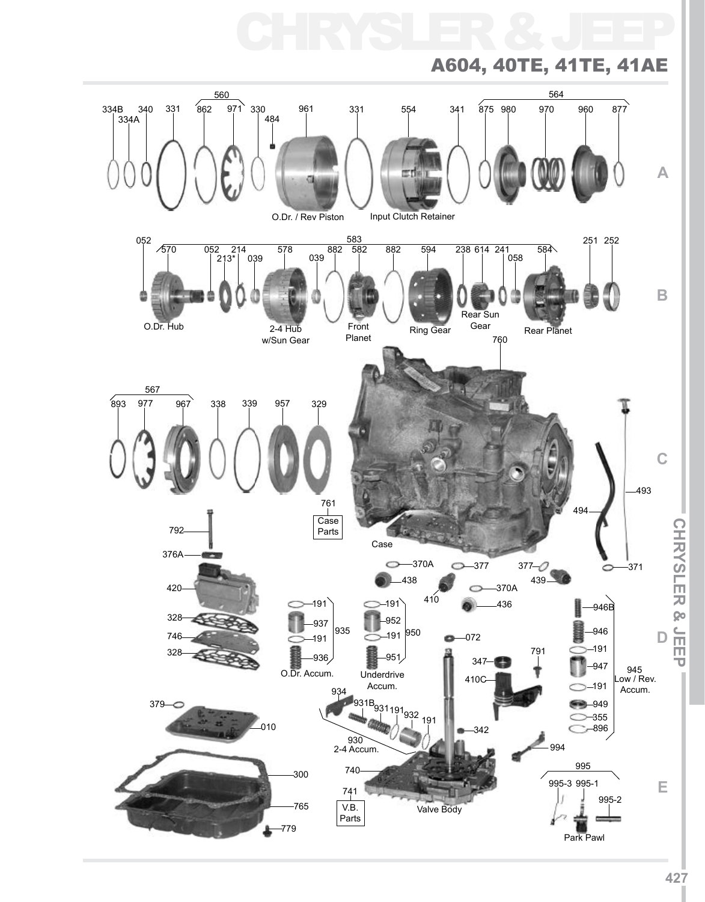# CHRYSLER & JEEP

## A604, 40TE, 41TE, 41AE

560 · 564

334B 334A 340 331 862 971 330 484 961 331 554 341 875 980 970 960 877

O.Dr. / Rev Piston

Input Clutch Retainer

583

052 570 052 213* 214 039 578 039 882 582 882 594 238 614 241 058 584 251 252

O.Dr. Hub

2-4 Hub w/Sun Gear

Front Planet

Ring Gear

Rear Sun Gear

Rear Planet

760

567

893 977 967 338 339 957 329

761 Case Parts

Case

493

494

792

376A

420

328

746

328

370A 377 377 371

438 439

410 370A 436

191 937 191 936 (935) O.Dr. Accum.

191 952 191 951 (950) Underdrive Accum.

072

946B 946 191 947 191 949 355 896 (945) Low / Rev. Accum.

791

347

410C

934 931B 931 191 932 191

930 2-4 Accum.

342

379

010

994

740

300

765

779

741 V.B. Parts

Valve Body

995

995-3 995-1 995-2

Park Pawl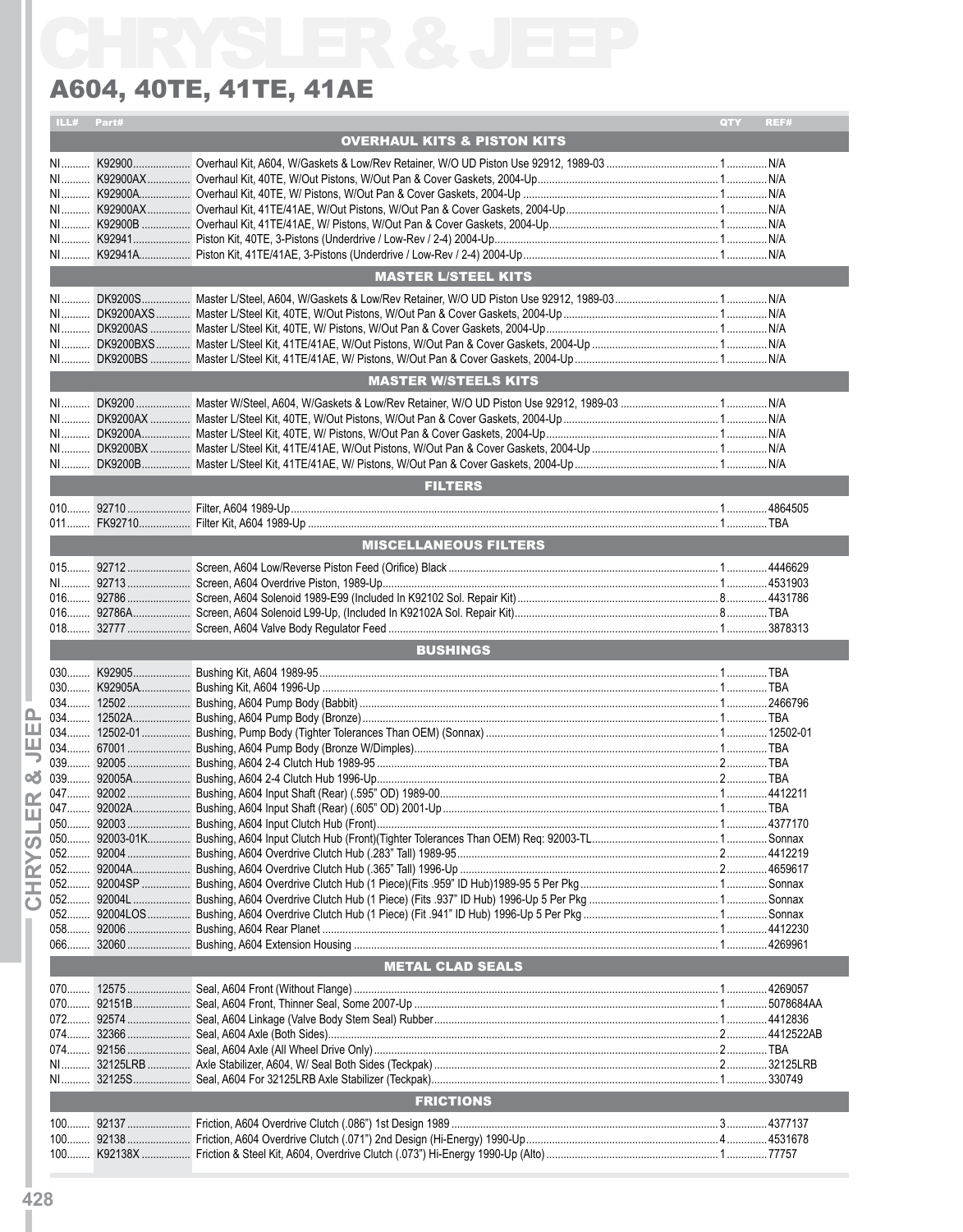# CHRYSLER & JEEP

## A604, 40TE, 41TE, 41AE

| ILL# | Part# | Description | QTY | REF# |
|---|---|---|---|---|
| | | **OVERHAUL KITS & PISTON KITS** | | |
| NI | K92900 | Overhaul Kit, A604, W/Gaskets & Low/Rev Retainer, W/O UD Piston Use 92912, 1989-03 | 1 | N/A |
| NI | K92900AX | Overhaul Kit, 40TE, W/Out Pistons, W/Out Pan & Cover Gaskets, 2004-Up | 1 | N/A |
| NI | K92900A | Overhaul Kit, 40TE, W/ Pistons, W/Out Pan & Cover Gaskets, 2004-Up | 1 | N/A |
| NI | K92900AX | Overhaul Kit, 41TE/41AE, W/Out Pistons, W/Out Pan & Cover Gaskets, 2004-Up | 1 | N/A |
| NI | K92900B | Overhaul Kit, 41TE/41AE, W/ Pistons, W/Out Pan & Cover Gaskets, 2004-Up | 1 | N/A |
| NI | K92941 | Piston Kit, 40TE, 3-Pistons (Underdrive / Low-Rev / 2-4) 2004-Up | 1 | N/A |
| NI | K92941A | Piston Kit, 41TE/41AE, 3-Pistons (Underdrive / Low-Rev / 2-4) 2004-Up | 1 | N/A |
| | | **MASTER L/STEEL KITS** | | |
| NI | DK9200S | Master L/Steel, A604, W/Gaskets & Low/Rev Retainer, W/O UD Piston Use 92912, 1989-03 | 1 | N/A |
| NI | DK9200AXS | Master L/Steel Kit, 40TE, W/Out Pistons, W/Out Pan & Cover Gaskets, 2004-Up | 1 | N/A |
| NI | DK9200AS | Master L/Steel Kit, 40TE, W/ Pistons, W/Out Pan & Cover Gaskets, 2004-Up | 1 | N/A |
| NI | DK9200BXS | Master L/Steel Kit, 41TE/41AE, W/Out Pistons, W/Out Pan & Cover Gaskets, 2004-Up | 1 | N/A |
| NI | DK9200BS | Master L/Steel Kit, 41TE/41AE, W/ Pistons, W/Out Pan & Cover Gaskets, 2004-Up | 1 | N/A |
| | | **MASTER W/STEELS KITS** | | |
| NI | DK9200 | Master W/Steel, A604, W/Gaskets & Low/Rev Retainer, W/O UD Piston Use 92912, 1989-03 | 1 | N/A |
| NI | DK9200AX | Master L/Steel Kit, 40TE, W/Out Pistons, W/Out Pan & Cover Gaskets, 2004-Up | 1 | N/A |
| NI | DK9200A | Master L/Steel Kit, 40TE, W/ Pistons, W/Out Pan & Cover Gaskets, 2004-Up | 1 | N/A |
| NI | DK9200BX | Master L/Steel Kit, 41TE/41AE, W/Out Pistons, W/Out Pan & Cover Gaskets, 2004-Up | 1 | N/A |
| NI | DK9200B | Master L/Steel Kit, 41TE/41AE, W/ Pistons, W/Out Pan & Cover Gaskets, 2004-Up | 1 | N/A |
| | | **FILTERS** | | |
| 010 | 92710 | Filter, A604 1989-Up | 1 | 4864505 |
| 011 | FK92710 | Filter Kit, A604 1989-Up | 1 | TBA |
| | | **MISCELLANEOUS FILTERS** | | |
| 015 | 92712 | Screen, A604 Low/Reverse Piston Feed (Orifice) Black | 1 | 4446629 |
| NI | 92713 | Screen, A604 Overdrive Piston, 1989-Up | 1 | 4531903 |
| 016 | 92786 | Screen, A604 Solenoid 1989-E99 (Included In K92102 Sol. Repair Kit) | 8 | 4431786 |
| 016 | 92786A | Screen, A604 Solenoid L99-Up, (Included In K92102A Sol. Repair Kit) | 8 | TBA |
| 018 | 32777 | Screen, A604 Valve Body Regulator Feed | 1 | 3878313 |
| | | **BUSHINGS** | | |
| 030 | K92905 | Bushing Kit, A604 1989-95 | 1 | TBA |
| 030 | K92905A | Bushing Kit, A604 1996-Up | 1 | TBA |
| 034 | 12502 | Bushing, A604 Pump Body (Babbit) | 1 | 2466796 |
| 034 | 12502A | Bushing, A604 Pump Body (Bronze) | 1 | TBA |
| 034 | 12502-01 | Bushing, Pump Body (Tighter Tolerances Than OEM) (Sonnax) | 1 | 12502-01 |
| 034 | 67001 | Bushing, A604 Pump Body (Bronze W/Dimples) | 1 | TBA |
| 039 | 92005 | Bushing, A604 2-4 Clutch Hub 1989-95 | 2 | TBA |
| 039 | 92005A | Bushing, A604 2-4 Clutch Hub 1996-Up | 2 | TBA |
| 047 | 92002 | Bushing, A604 Input Shaft (Rear) (.595" OD) 1989-00 | 1 | 4412211 |
| 047 | 92002A | Bushing, A604 Input Shaft (Rear) (.605" OD) 2001-Up | 1 | TBA |
| 050 | 92003 | Bushing, A604 Input Clutch Hub (Front) | 1 | 4377170 |
| 050 | 92003-01K | Bushing, A604 Input Clutch Hub (Front)(Tighter Tolerances Than OEM) Req: 92003-TL | 1 | Sonnax |
| 052 | 92004 | Bushing, A604 Overdrive Clutch Hub (.283" Tall) 1989-95 | 2 | 4412219 |
| 052 | 92004A | Bushing, A604 Overdrive Clutch Hub (.365" Tall) 1996-Up | 2 | 4659617 |
| 052 | 92004SP | Bushing, A604 Overdrive Clutch Hub (1 Piece)(Fits .959" ID Hub)1989-95 5 Per Pkg | 1 | Sonnax |
| 052 | 92004L | Bushing, A604 Overdrive Clutch Hub (1 Piece) (Fits .937" ID Hub) 1996-Up 5 Per Pkg | 1 | Sonnax |
| 052 | 92004LOS | Bushing, A604 Overdrive Clutch Hub (1 Piece) (Fit .941" ID Hub) 1996-Up 5 Per Pkg | 1 | Sonnax |
| 058 | 92006 | Bushing, A604 Rear Planet | 1 | 4412230 |
| 066 | 32060 | Bushing, A604 Extension Housing | 1 | 4269961 |
| | | **METAL CLAD SEALS** | | |
| 070 | 12575 | Seal, A604 Front (Without Flange) | 1 | 4269057 |
| 070 | 92151B | Seal, A604 Front, Thinner Seal, Some 2007-Up | 1 | 5078684AA |
| 072 | 92574 | Seal, A604 Linkage (Valve Body Stem Seal) Rubber | 1 | 4412836 |
| 074 | 32366 | Seal, A604 Axle (Both Sides) | 2 | 4412522AB |
| 074 | 92156 | Seal, A604 Axle (All Wheel Drive Only) | 2 | TBA |
| NI | 32125LRB | Axle Stabilizer, A604, W/ Seal Both Sides (Teckpak) | 2 | 32125LRB |
| NI | 32125S | Seal, A604 For 32125LRB Axle Stabilizer (Teckpak) | 1 | 330749 |
| | | **FRICTIONS** | | |
| 100 | 92137 | Friction, A604 Overdrive Clutch (.086") 1st Design 1989 | 3 | 4377137 |
| 100 | 92138 | Friction, A604 Overdrive Clutch (.071") 2nd Design (Hi-Energy) 1990-Up | 4 | 4531678 |
| 100 | K92138X | Friction & Steel Kit, A604, Overdrive Clutch (.073") Hi-Energy 1990-Up (Alto) | 1 | 77757 |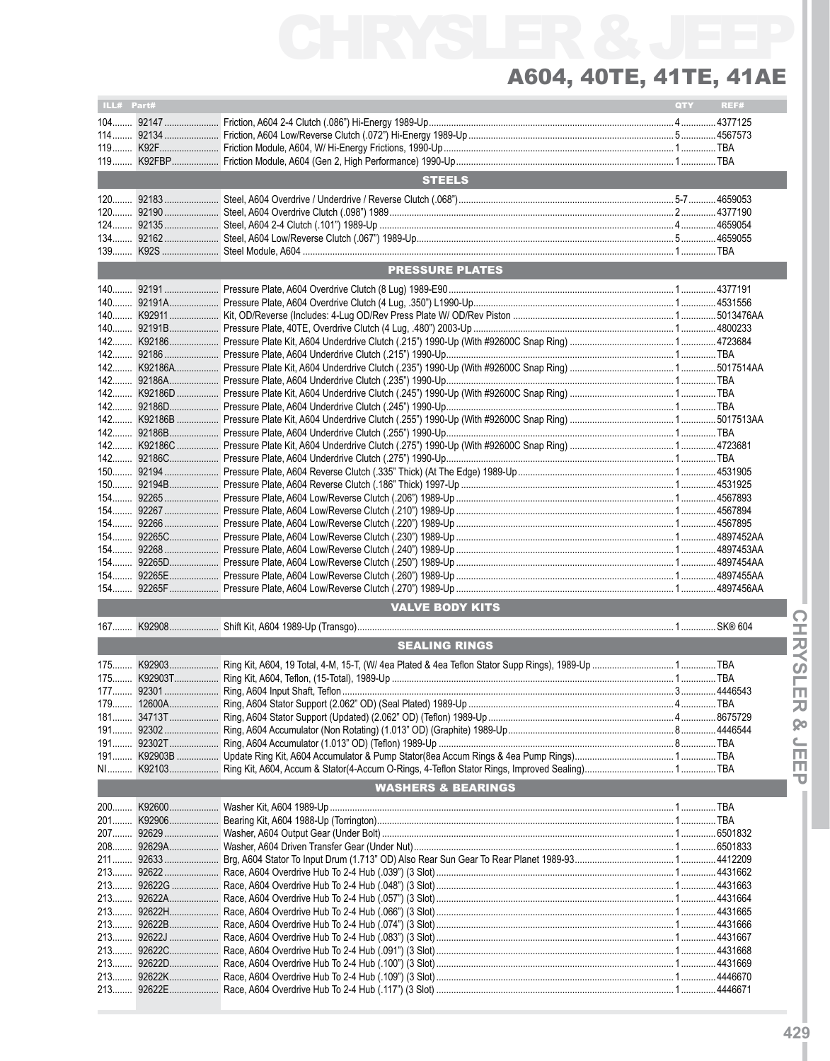# CHRYSLER & JEEP

## A604, 40TE, 41TE, 41AE

| ILL# | Part# | Description | QTY | REF# |
|---|---|---|---|---|
| 104 | 92147 | Friction, A604 2-4 Clutch (.086") Hi-Energy 1989-Up | 4 | 4377125 |
| 114 | 92134 | Friction, A604 Low/Reverse Clutch (.072") Hi-Energy 1989-Up | 5 | 4567573 |
| 119 | K92F | Friction Module, A604, W/ Hi-Energy Frictions, 1990-Up | 1 | TBA |
| 119 | K92FBP | Friction Module, A604 (Gen 2, High Performance) 1990-Up | 1 | TBA |
| | | **STEELS** | | |
| 120 | 92183 | Steel, A604 Overdrive / Underdrive / Reverse Clutch (.068") | 5-7 | 4659053 |
| 120 | 92190 | Steel, A604 Overdrive Clutch (.098") 1989 | 2 | 4377190 |
| 124 | 92135 | Steel, A604 2-4 Clutch (.101") 1989-Up | 4 | 4659054 |
| 134 | 92162 | Steel, A604 Low/Reverse Clutch (.067") 1989-Up | 5 | 4659055 |
| 139 | K92S | Steel Module, A604 | 1 | TBA |
| | | **PRESSURE PLATES** | | |
| 140 | 92191 | Pressure Plate, A604 Overdrive Clutch (8 Lug) 1989-E90 | 1 | 4377191 |
| 140 | 92191A | Pressure Plate, A604 Overdrive Clutch (4 Lug, .350") L1990-Up | 1 | 4531556 |
| 140 | K92911 | Kit, OD/Reverse (Includes: 4-Lug OD/Rev Press Plate W/ OD/Rev Piston | 1 | 5013476AA |
| 140 | 92191B | Pressure Plate, 40TE, Overdrive Clutch (4 Lug, .480") 2003-Up | 1 | 4800233 |
| 142 | K92186 | Pressure Plate Kit, A604 Underdrive Clutch (.215") 1990-Up (With #92600C Snap Ring) | 1 | 4723684 |
| 142 | 92186 | Pressure Plate, A604 Underdrive Clutch (.215") 1990-Up | 1 | TBA |
| 142 | K92186A | Pressure Plate Kit, A604 Underdrive Clutch (.235") 1990-Up (With #92600C Snap Ring) | 1 | 5017514AA |
| 142 | 92186A | Pressure Plate, A604 Underdrive Clutch (.235") 1990-Up | 1 | TBA |
| 142 | K92186D | Pressure Plate Kit, A604 Underdrive Clutch (.245") 1990-Up (With #92600C Snap Ring) | 1 | TBA |
| 142 | 92186D | Pressure Plate, A604 Underdrive Clutch (.245") 1990-Up | 1 | TBA |
| 142 | K92186B | Pressure Plate Kit, A604 Underdrive Clutch (.255") 1990-Up (With #92600C Snap Ring) | 1 | 5017513AA |
| 142 | 92186B | Pressure Plate, A604 Underdrive Clutch (.255") 1990-Up | 1 | TBA |
| 142 | K92186C | Pressure Plate Kit, A604 Underdrive Clutch (.275") 1990-Up (With #92600C Snap Ring) | 1 | 4723681 |
| 142 | 92186C | Pressure Plate, A604 Underdrive Clutch (.275") 1990-Up | 1 | TBA |
| 150 | 92194 | Pressure Plate, A604 Reverse Clutch (.335" Thick) (At The Edge) 1989-Up | 1 | 4531905 |
| 150 | 92194B | Pressure Plate, A604 Reverse Clutch (.186" Thick) 1997-Up | 1 | 4531925 |
| 154 | 92265 | Pressure Plate, A604 Low/Reverse Clutch (.206") 1989-Up | 1 | 4567893 |
| 154 | 92267 | Pressure Plate, A604 Low/Reverse Clutch (.210") 1989-Up | 1 | 4567894 |
| 154 | 92266 | Pressure Plate, A604 Low/Reverse Clutch (.220") 1989-Up | 1 | 4567895 |
| 154 | 92265C | Pressure Plate, A604 Low/Reverse Clutch (.230") 1989-Up | 1 | 4897452AA |
| 154 | 92268 | Pressure Plate, A604 Low/Reverse Clutch (.240") 1989-Up | 1 | 4897453AA |
| 154 | 92265D | Pressure Plate, A604 Low/Reverse Clutch (.250") 1989-Up | 1 | 4897454AA |
| 154 | 92265E | Pressure Plate, A604 Low/Reverse Clutch (.260") 1989-Up | 1 | 4897455AA |
| 154 | 92265F | Pressure Plate, A604 Low/Reverse Clutch (.270") 1989-Up | 1 | 4897456AA |
| | | **VALVE BODY KITS** | | |
| 167 | K92908 | Shift Kit, A604 1989-Up (Transgo) | 1 | SK® 604 |
| | | **SEALING RINGS** | | |
| 175 | K92903 | Ring Kit, A604, 19 Total, 4-M, 15-T, (W/ 4ea Plated & 4ea Teflon Stator Supp Rings), 1989-Up | 1 | TBA |
| 175 | K92903T | Ring Kit, A604, Teflon, (15-Total), 1989-Up | 1 | TBA |
| 177 | 92301 | Ring, A604 Input Shaft, Teflon | 3 | 4446543 |
| 179 | 12600A | Ring, A604 Stator Support (2.062" OD) (Seal Plated) 1989-Up | 4 | TBA |
| 181 | 34713T | Ring, A604 Stator Support (Updated) (2.062" OD) (Teflon) 1989-Up | 4 | 8675729 |
| 191 | 92302 | Ring, A604 Accumulator (Non Rotating) (1.013" OD) (Graphite) 1989-Up | 8 | 4446544 |
| 191 | 92302T | Ring, A604 Accumulator (1.013" OD) (Teflon) 1989-Up | 8 | TBA |
| 191 | K92903B | Update Ring Kit, A604 Accumulator & Pump Stator(8ea Accum Rings & 4ea Pump Rings) | 1 | TBA |
| NI | K92103 | Ring Kit, A604, Accum & Stator(4-Accum O-Rings, 4-Teflon Stator Rings, Improved Sealing) | 1 | TBA |
| | | **WASHERS & BEARINGS** | | |
| 200 | K92600 | Washer Kit, A604 1989-Up | 1 | TBA |
| 201 | K92906 | Bearing Kit, A604 1988-Up (Torrington) | 1 | TBA |
| 207 | 92629 | Washer, A604 Output Gear (Under Bolt) | 1 | 6501832 |
| 208 | 92629A | Washer, A604 Driven Transfer Gear (Under Nut) | 1 | 6501833 |
| 211 | 92633 | Brg, A604 Stator To Input Drum (1.713" OD) Also Rear Sun Gear To Rear Planet 1989-93 | 1 | 4412209 |
| 213 | 92622 | Race, A604 Overdrive Hub To 2-4 Hub (.039") (3 Slot) | 1 | 4431662 |
| 213 | 92622G | Race, A604 Overdrive Hub To 2-4 Hub (.048") (3 Slot) | 1 | 4431663 |
| 213 | 92622A | Race, A604 Overdrive Hub To 2-4 Hub (.057") (3 Slot) | 1 | 4431664 |
| 213 | 92622H | Race, A604 Overdrive Hub To 2-4 Hub (.066") (3 Slot) | 1 | 4431665 |
| 213 | 92622B | Race, A604 Overdrive Hub To 2-4 Hub (.074") (3 Slot) | 1 | 4431666 |
| 213 | 92622J | Race, A604 Overdrive Hub To 2-4 Hub (.083") (3 Slot) | 1 | 4431667 |
| 213 | 92622C | Race, A604 Overdrive Hub To 2-4 Hub (.091") (3 Slot) | 1 | 4431668 |
| 213 | 92622D | Race, A604 Overdrive Hub To 2-4 Hub (.100") (3 Slot) | 1 | 4431669 |
| 213 | 92622K | Race, A604 Overdrive Hub To 2-4 Hub (.109") (3 Slot) | 1 | 4446670 |
| 213 | 92622E | Race, A604 Overdrive Hub To 2-4 Hub (.117") (3 Slot) | 1 | 4446671 |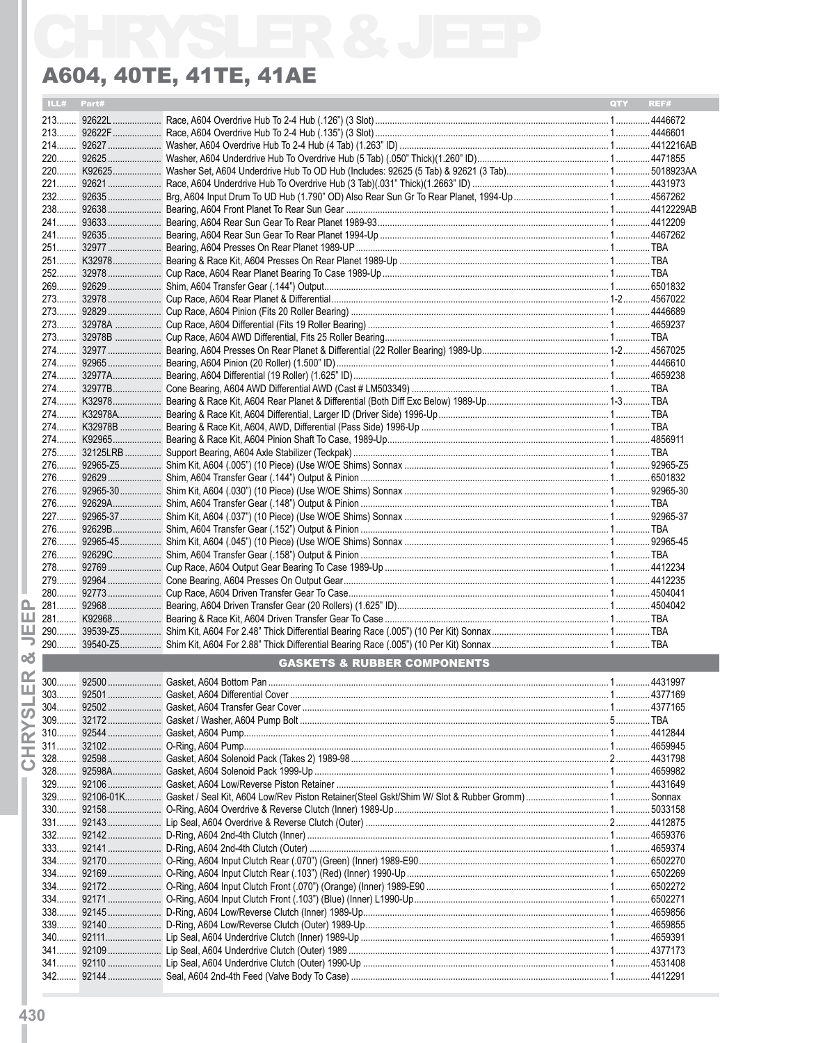# CHRYSLER & JEEP

## A604, 40TE, 41TE, 41AE

| ILL# | Part# | | QTY | REF# |
|---|---|---|---|---|
| 213 | 92622L | Race, A604 Overdrive Hub To 2-4 Hub (.126") (3 Slot) | 1 | 4446672 |
| 213 | 92622F | Race, A604 Overdrive Hub To 2-4 Hub (.135") (3 Slot) | 1 | 4446601 |
| 214 | 92627 | Washer, A604 Overdrive Hub To 2-4 Hub (4 Tab) (1.263" ID) | 1 | 4412216AB |
| 220 | 92625 | Washer, A604 Underdrive Hub To Overdrive Hub (5 Tab) (.050" Thick)(1.260" ID) | 1 | 4471855 |
| 220 | K92625 | Washer Set, A604 Underdrive Hub To OD Hub (Includes: 92625 (5 Tab) & 92621 (3 Tab) | 1 | 5018923AA |
| 221 | 92621 | Race, A604 Underdrive Hub To Overdrive Hub (3 Tab)(.031" Thick)(1.2663" ID) | 1 | 4431973 |
| 232 | 92635 | Brg, A604 Input Drum To UD Hub (1.790" OD) Also Rear Sun Gr To Rear Planet, 1994-Up | 1 | 4567262 |
| 238 | 92638 | Bearing, A604 Front Planet To Rear Sun Gear | 1 | 4412229AB |
| 241 | 93633 | Bearing, A604 Rear Sun Gear To Rear Planet 1989-93 | 1 | 4412209 |
| 241 | 92635 | Bearing, A604 Rear Sun Gear To Rear Planet 1994-Up | 1 | 4467262 |
| 251 | 32977 | Bearing, A604 Presses On Rear Planet 1989-UP | 1 | TBA |
| 251 | K32978 | Bearing & Race Kit, A604 Presses On Rear Planet 1989-Up | 1 | TBA |
| 252 | 32978 | Cup Race, A604 Rear Planet Bearing To Case 1989-Up | 1 | TBA |
| 269 | 92629 | Shim, A604 Transfer Gear (.144") Output | 1 | 6501832 |
| 273 | 32978 | Cup Race, A604 Rear Planet & Differential | 1-2 | 4567022 |
| 273 | 92829 | Cup Race, A604 Pinion (Fits 20 Roller Bearing) | 1 | 4446689 |
| 273 | 32978A | Cup Race, A604 Differential (Fits 19 Roller Bearing) | 1 | 4659237 |
| 273 | 32978B | Cup Race, A604 AWD Differential, Fits 25 Roller Bearing | 1 | TBA |
| 274 | 32977 | Bearing, A604 Presses On Rear Planet & Differential (22 Roller Bearing) 1989-Up | 1-2 | 4567025 |
| 274 | 92965 | Bearing, A604 Pinion (20 Roller) (1.500" ID) | 1 | 4446610 |
| 274 | 32977A | Bearing, A604 Differential (19 Roller) (1.625" ID) | 1 | 4659238 |
| 274 | 32977B | Cone Bearing, A604 AWD Differential AWD (Cast # LM503349) | 1 | TBA |
| 274 | K32978 | Bearing & Race Kit, A604 Rear Planet & Differential (Both Diff Exc Below) 1989-Up | 1-3 | TBA |
| 274 | K32978A | Bearing & Race Kit, A604 Differential, Larger ID (Driver Side) 1996-Up | 1 | TBA |
| 274 | K32978B | Bearing & Race Kit, A604, AWD, Differential (Pass Side) 1996-Up | 1 | TBA |
| 274 | K92965 | Bearing & Race Kit, A604 Pinion Shaft To Case, 1989-Up | 1 | 4856911 |
| 275 | 32125LRB | Support Bearing, A604 Axle Stabilizer (Teckpak) | 1 | TBA |
| 276 | 92965-Z5 | Shim Kit, A604 (.005") (10 Piece) (Use W/OE Shims) Sonnax | 1 | 92965-Z5 |
| 276 | 92629 | Shim, A604 Transfer Gear (.144") Output & Pinion | 1 | 6501832 |
| 276 | 92965-30 | Shim Kit, A604 (.030") (10 Piece) (Use W/OE Shims) Sonnax | 1 | 92965-30 |
| 276 | 92629A | Shim, A604 Transfer Gear (.148") Output & Pinion | 1 | TBA |
| 227 | 92965-37 | Shim Kit, A604 (.037") (10 Piece) (Use W/OE Shims) Sonnax | 1 | 92965-37 |
| 276 | 92629B | Shim, A604 Transfer Gear (.152") Output & Pinion | 1 | TBA |
| 276 | 92965-45 | Shim Kit, A604 (.045") (10 Piece) (Use W/OE Shims) Sonnax | 1 | 92965-45 |
| 276 | 92629C | Shim, A604 Transfer Gear (.158") Output & Pinion | 1 | TBA |
| 278 | 92769 | Cup Race, A604 Output Gear Bearing To Case 1989-Up | 1 | 4412234 |
| 279 | 92964 | Cone Bearing, A604 Presses On Output Gear | 1 | 4412235 |
| 280 | 92773 | Cup Race, A604 Driven Transfer Gear To Case | 1 | 4504041 |
| 281 | 92968 | Bearing, A604 Driven Transfer Gear (20 Rollers) (1.625" ID) | 1 | 4504042 |
| 281 | K92968 | Bearing & Race Kit, A604 Driven Transfer Gear To Case | 1 | TBA |
| 290 | 39539-Z5 | Shim Kit, A604 For 2.48" Thick Differential Bearing Race (.005") (10 Per Kit) Sonnax | 1 | TBA |
| 290 | 39540-Z5 | Shim Kit, A604 For 2.88" Thick Differential Bearing Race (.005") (10 Per Kit) Sonnax | 1 | TBA |
| | | **GASKETS & RUBBER COMPONENTS** | | |
| 300 | 92500 | Gasket, A604 Bottom Pan | 1 | 4431997 |
| 303 | 92501 | Gasket, A604 Differential Cover | 1 | 4377169 |
| 304 | 92502 | Gasket, A604 Transfer Gear Cover | 1 | 4377165 |
| 309 | 32172 | Gasket / Washer, A604 Pump Bolt | 5 | TBA |
| 310 | 92544 | Gasket, A604 Pump | 1 | 4412844 |
| 311 | 32102 | O-Ring, A604 Pump | 1 | 4659945 |
| 328 | 92598 | Gasket, A604 Solenoid Pack (Takes 2) 1989-98 | 2 | 4431798 |
| 328 | 92598A | Gasket, A604 Solenoid Pack 1999-Up | 1 | 4659982 |
| 329 | 92106 | Gasket, A604 Low/Reverse Piston Retainer | 1 | 4431649 |
| 329 | 92106-01K | Gasket / Seal Kit, A604 Low/Rev Piston Retainer(Steel Gskt/Shim W/ Slot & Rubber Gromm) | 1 | Sonnax |
| 330 | 92158 | O-Ring, A604 Overdrive & Reverse Clutch (Inner) 1989-Up | 1 | 5033158 |
| 331 | 92143 | Lip Seal, A604 Overdrive & Reverse Clutch (Outer) | 2 | 4412875 |
| 332 | 92142 | D-Ring, A604 2nd-4th Clutch (Inner) | 1 | 4659376 |
| 333 | 92141 | D-Ring, A604 2nd-4th Clutch (Outer) | 1 | 4659374 |
| 334 | 92170 | O-Ring, A604 Input Clutch Rear (.070") (Green) (Inner) 1989-E90 | 1 | 6502270 |
| 334 | 92169 | O-Ring, A604 Input Clutch Rear (.103") (Red) (Inner) 1990-Up | 1 | 6502269 |
| 334 | 92172 | O-Ring, A604 Input Clutch Front (.070") (Orange) (Inner) 1989-E90 | 1 | 6502272 |
| 334 | 92171 | O-Ring, A604 Input Clutch Front (.103") (Blue) (Inner) L1990-Up | 1 | 6502271 |
| 338 | 92145 | D-Ring, A604 Low/Reverse Clutch (Inner) 1989-Up | 1 | 4659856 |
| 339 | 92140 | D-Ring, A604 Low/Reverse Clutch (Outer) 1989-Up | 1 | 4659855 |
| 340 | 92111 | Lip Seal, A604 Underdrive Clutch (Inner) 1989-Up | 1 | 4659391 |
| 341 | 92109 | Lip Seal, A604 Underdrive Clutch (Outer) 1989 | 1 | 4377173 |
| 341 | 92110 | Lip Seal, A604 Underdrive Clutch (Outer) 1990-Up | 1 | 4531408 |
| 342 | 92144 | Seal, A604 2nd-4th Feed (Valve Body To Case) | 1 | 4412291 |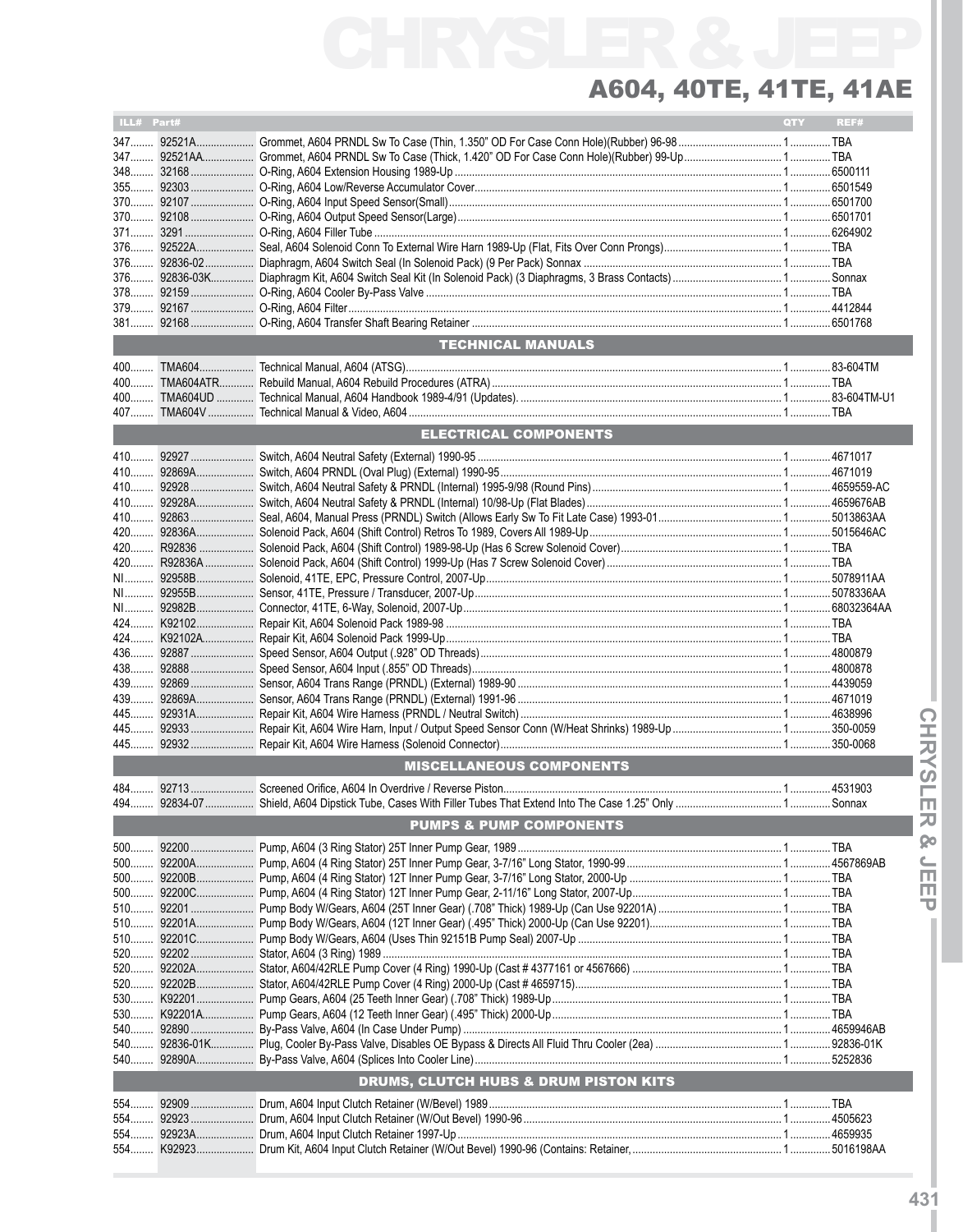# CHRYSLER & JEEP

## A604, 40TE, 41TE, 41AE

| ILL# | Part# | Description | QTY | REF# |
|---|---|---|---|---|
| 347 | 92521A | Grommet, A604 PRNDL Sw To Case (Thin, 1.350" OD For Case Conn Hole)(Rubber) 96-98 | 1 | TBA |
| 347 | 92521AA | Grommet, A604 PRNDL Sw To Case (Thick, 1.420" OD For Case Conn Hole)(Rubber) 99-Up | 1 | TBA |
| 348 | 32168 | O-Ring, A604 Extension Housing 1989-Up | 1 | 6500111 |
| 355 | 92303 | O-Ring, A604 Low/Reverse Accumulator Cover | 1 | 6501549 |
| 370 | 92107 | O-Ring, A604 Input Speed Sensor(Small) | 1 | 6501700 |
| 370 | 92108 | O-Ring, A604 Output Speed Sensor(Large) | 1 | 6501701 |
| 371 | 3291 | O-Ring, A604 Filler Tube | 1 | 6264902 |
| 376 | 92522A | Seal, A604 Solenoid Conn To External Wire Harn 1989-Up (Flat, Fits Over Conn Prongs) | 1 | TBA |
| 376 | 92836-02 | Diaphragm, A604 Switch Seal (In Solenoid Pack) (9 Per Pack) Sonnax | 1 | TBA |
| 376 | 92836-03K | Diaphragm Kit, A604 Switch Seal Kit (In Solenoid Pack) (3 Diaphragms, 3 Brass Contacts) | 1 | Sonnax |
| 378 | 92159 | O-Ring, A604 Cooler By-Pass Valve | 1 | TBA |
| 379 | 92167 | O-Ring, A604 Filter | 1 | 4412844 |
| 381 | 92168 | O-Ring, A604 Transfer Shaft Bearing Retainer | 1 | 6501768 |
| | | **TECHNICAL MANUALS** | | |
| 400 | TMA604 | Technical Manual, A604 (ATSG) | 1 | 83-604TM |
| 400 | TMA604ATR | Rebuild Manual, A604 Rebuild Procedures (ATRA) | 1 | TBA |
| 400 | TMA604UD | Technical Manual, A604 Handbook 1989-4/91 (Updates). | 1 | 83-604TM-U1 |
| 407 | TMA604V | Technical Manual & Video, A604 | 1 | TBA |
| | | **ELECTRICAL COMPONENTS** | | |
| 410 | 92927 | Switch, A604 Neutral Safety (External) 1990-95 | 1 | 4671017 |
| 410 | 92869A | Switch, A604 PRNDL (Oval Plug) (External) 1990-95 | 1 | 4671019 |
| 410 | 92928 | Switch, A604 Neutral Safety & PRNDL (Internal) 1995-9/98 (Round Pins) | 1 | 4659559-AC |
| 410 | 92928A | Switch, A604 Neutral Safety & PRNDL (Internal) 10/98-Up (Flat Blades) | 1 | 4659676AB |
| 410 | 92863 | Seal, A604, Manual Press (PRNDL) Switch (Allows Early Sw To Fit Late Case) 1993-01 | 1 | 5013863AA |
| 420 | 92836A | Solenoid Pack, A604 (Shift Control) Retros To 1989, Covers All 1989-Up | 1 | 5015646AC |
| 420 | R92836 | Solenoid Pack, A604 (Shift Control) 1989-98-Up (Has 6 Screw Solenoid Cover) | 1 | TBA |
| 420 | R92836A | Solenoid Pack, A604 (Shift Control) 1999-Up (Has 7 Screw Solenoid Cover) | 1 | TBA |
| NI | 92958B | Solenoid, 41TE, EPC, Pressure Control, 2007-Up | 1 | 5078911AA |
| NI | 92955B | Sensor, 41TE, Pressure / Transducer, 2007-Up | 1 | 5078336AA |
| NI | 92982B | Connector, 41TE, 6-Way, Solenoid, 2007-Up | 1 | 68032364AA |
| 424 | K92102 | Repair Kit, A604 Solenoid Pack 1989-98 | 1 | TBA |
| 424 | K92102A | Repair Kit, A604 Solenoid Pack 1999-Up | 1 | TBA |
| 436 | 92887 | Speed Sensor, A604 Output (.928" OD Threads) | 1 | 4800879 |
| 438 | 92888 | Speed Sensor, A604 Input (.855" OD Threads) | 1 | 4800878 |
| 439 | 92869 | Sensor, A604 Trans Range (PRNDL) (External) 1989-90 | 1 | 4439059 |
| 439 | 92869A | Sensor, A604 Trans Range (PRNDL) (External) 1991-96 | 1 | 4671019 |
| 445 | 92931A | Repair Kit, A604 Wire Harness (PRNDL / Neutral Switch) | 1 | 4638996 |
| 445 | 92933 | Repair Kit, A604 Wire Harn, Input / Output Speed Sensor Conn (W/Heat Shrinks) 1989-Up | 1 | 350-0059 |
| 445 | 92932 | Repair Kit, A604 Wire Harness (Solenoid Connector) | 1 | 350-0068 |
| | | **MISCELLANEOUS COMPONENTS** | | |
| 484 | 92713 | Screened Orifice, A604 In Overdrive / Reverse Piston | 1 | 4531903 |
| 494 | 92834-07 | Shield, A604 Dipstick Tube, Cases With Filler Tubes That Extend Into The Case 1.25" Only | 1 | Sonnax |
| | | **PUMPS & PUMP COMPONENTS** | | |
| 500 | 92200 | Pump, A604 (3 Ring Stator) 25T Inner Pump Gear, 1989 | 1 | TBA |
| 500 | 92200A | Pump, A604 (4 Ring Stator) 25T Inner Pump Gear, 3-7/16" Long Stator, 1990-99 | 1 | 4567869AB |
| 500 | 92200B | Pump, A604 (4 Ring Stator) 12T Inner Pump Gear, 3-7/16" Long Stator, 2000-Up | 1 | TBA |
| 500 | 92200C | Pump, A604 (4 Ring Stator) 12T Inner Pump Gear, 2-11/16" Long Stator, 2007-Up | 1 | TBA |
| 510 | 92201 | Pump Body W/Gears, A604 (25T Inner Gear) (.708" Thick) 1989-Up (Can Use 92201A) | 1 | TBA |
| 510 | 92201A | Pump Body W/Gears, A604 (12T Inner Gear) (.495" Thick) 2000-Up (Can Use 92201) | 1 | TBA |
| 510 | 92201C | Pump Body W/Gears, A604 (Uses Thin 92151B Pump Seal) 2007-Up | 1 | TBA |
| 520 | 92202 | Stator, A604 (3 Ring) 1989 | 1 | TBA |
| 520 | 92202A | Stator, A604/42RLE Pump Cover (4 Ring) 1990-Up (Cast # 4377161 or 4567766) | 1 | TBA |
| 520 | 92202B | Stator, A604/42RLE Pump Cover (4 Ring) 2000-Up (Cast # 4659715) | 1 | TBA |
| 530 | K92201 | Pump Gears, A604 (25 Teeth Inner Gear) (.708" Thick) 1989-Up | 1 | TBA |
| 530 | K92201A | Pump Gears, A604 (12 Teeth Inner Gear) (.495" Thick) 2000-Up | 1 | TBA |
| 540 | 92890 | By-Pass Valve, A604 (In Case Under Pump) | 1 | 4659946AB |
| 540 | 92836-01K | Plug, Cooler By-Pass Valve, Disables OE Bypass & Directs All Fluid Thru Cooler (2ea) | 1 | 92836-01K |
| 540 | 92890A | By-Pass Valve, A604 (Splices Into Cooler Line) | 1 | 5252836 |
| | | **DRUMS, CLUTCH HUBS & DRUM PISTON KITS** | | |
| 554 | 92909 | Drum, A604 Input Clutch Retainer (W/Bevel) 1989 | 1 | TBA |
| 554 | 92923 | Drum, A604 Input Clutch Retainer (W/Out Bevel) 1990-96 | 1 | 4505623 |
| 554 | 92923A | Drum, A604 Input Clutch Retainer 1997-Up | 1 | 4659935 |
| 554 | K92923 | Drum Kit, A604 Input Clutch Retainer (W/Out Bevel) 1990-96 (Contains: Retainer, | 1 | 5016198AA |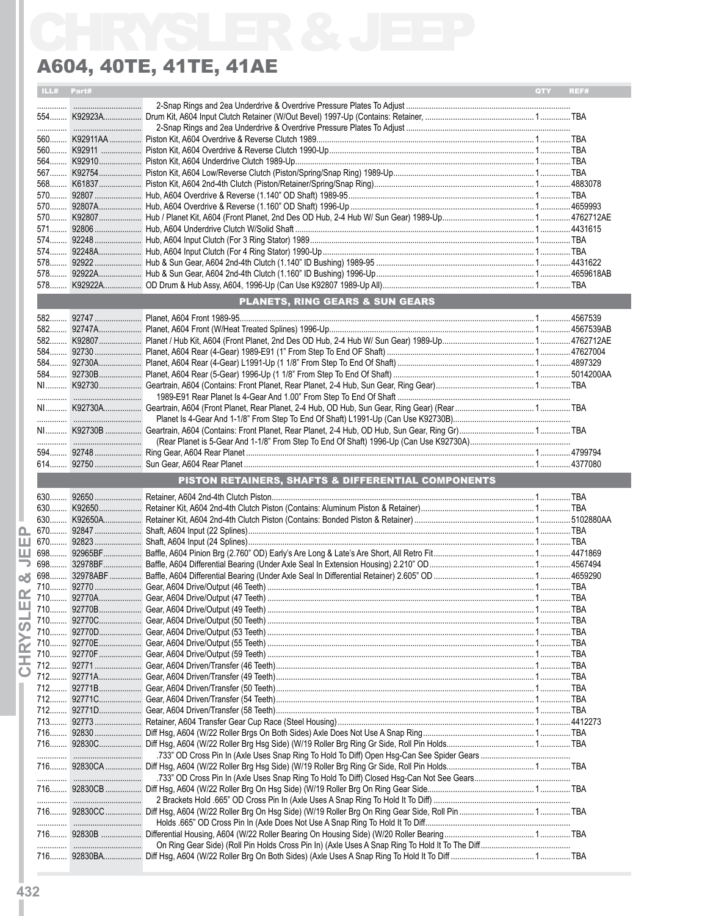# A604, 40TE, 41TE, 41AE

| ILL# | Part# | | QTY | REF# |
|---|---|---|---|---|
| | | 2-Snap Rings and 2ea Underdrive & Overdrive Pressure Plates To Adjust | | |
| 554 | K92923A | Drum Kit, A604 Input Clutch Retainer (W/Out Bevel) 1997-Up (Contains: Retainer, | 1 | TBA |
| | | 2-Snap Rings and 2ea Underdrive & Overdrive Pressure Plates To Adjust | | |
| 560 | K92911AA | Piston Kit, A604 Overdrive & Reverse Clutch 1989 | 1 | TBA |
| 560 | K92911 | Piston Kit, A604 Overdrive & Reverse Clutch 1990-Up | 1 | TBA |
| 564 | K92910 | Piston Kit, A604 Underdrive Clutch 1989-Up | 1 | TBA |
| 567 | K92754 | Piston Kit, A604 Low/Reverse Clutch (Piston/Spring/Snap Ring) 1989-Up | 1 | TBA |
| 568 | K61837 | Piston Kit, A604 2nd-4th Clutch (Piston/Retainer/Spring/Snap Ring) | 1 | 4883078 |
| 570 | 92807 | Hub, A604 Overdrive & Reverse (1.140" OD Shaft) 1989-95 | 1 | TBA |
| 570 | 92807A | Hub, A604 Overdrive & Reverse (1.160" OD Shaft) 1996-Up | 1 | 4659993 |
| 570 | K92807 | Hub / Planet Kit, A604 (Front Planet, 2nd Des OD Hub, 2-4 Hub W/ Sun Gear) 1989-Up | 1 | 4762712AE |
| 571 | 92806 | Hub, A604 Underdrive Clutch W/Solid Shaft | 1 | 4431615 |
| 574 | 92248 | Hub, A604 Input Clutch (For 3 Ring Stator) 1989 | 1 | TBA |
| 574 | 92248A | Hub, A604 Input Clutch (For 4 Ring Stator) 1990-Up | 1 | TBA |
| 578 | 92922 | Hub & Sun Gear, A604 2nd-4th Clutch (1.140" ID Bushing) 1989-95 | 1 | 4431622 |
| 578 | 92922A | Hub & Sun Gear, A604 2nd-4th Clutch (1.160" ID Bushing) 1996-Up | 1 | 4659618AB |
| 578 | K92922A | OD Drum & Hub Assy, A604, 1996-Up (Can Use K92807 1989-Up All) | 1 | TBA |

## PLANETS, RING GEARS & SUN GEARS

| ILL# | Part# | | QTY | REF# |
|---|---|---|---|---|
| 582 | 92747 | Planet, A604 Front 1989-95 | 1 | 4567539 |
| 582 | 92747A | Planet, A604 Front (W/Heat Treated Splines) 1996-Up | 1 | 4567539AB |
| 582 | K92807 | Planet / Hub Kit, A604 (Front Planet, 2nd Des OD Hub, 2-4 Hub W/ Sun Gear) 1989-Up | 1 | 4762712AE |
| 584 | 92730 | Planet, A604 Rear (4-Gear) 1989-E91 (1" From Step To End Of Shaft) | 1 | 47627004 |
| 584 | 92730A | Planet, A604 Rear (4-Gear) L1991-Up (1 1/8" From Step To End Of Shaft) | 1 | 4897329 |
| 584 | 92730B | Planet, A604 Rear (5-Gear) 1996-Up (1 1/8" From Step To End Of Shaft) | 1 | 5014200AA |
| NI | K92730 | Geartrain, A604 (Contains: Front Planet, Rear Planet, 2-4 Hub, Sun Gear, Ring Gear) | 1 | TBA |
| | | 1989-E91 Rear Planet Is 4-Gear And 1.00" From Step To End Of Shaft | | |
| NI | K92730A | Geartrain, A604 (Front Planet, Rear Planet, 2-4 Hub, OD Hub, Sun Gear, Ring Gear) (Rear | 1 | TBA |
| | | Planet Is 4-Gear And 1-1/8" From Step To End Of Shaft) L1991-Up (Can Use K92730B) | | |
| NI | K92730B | Geartrain, A604 (Contains: Front Planet, Rear Planet, 2-4 Hub, OD Hub, Sun Gear, Ring Gr) | 1 | TBA |
| | | (Rear Planet is 5-Gear And 1-1/8" From Step To End Of Shaft) 1996-Up (Can Use K92730A) | | |
| 594 | 92748 | Ring Gear, A604 Rear Planet | 1 | 4799794 |
| 614 | 92750 | Sun Gear, A604 Rear Planet | 1 | 4377080 |

## PISTON RETAINERS, SHAFTS & DIFFERENTIAL COMPONENTS

| ILL# | Part# | | QTY | REF# |
|---|---|---|---|---|
| 630 | 92650 | Retainer, A604 2nd-4th Clutch Piston | 1 | TBA |
| 630 | K92650 | Retainer Kit, A604 2nd-4th Clutch Piston (Contains: Aluminum Piston & Retainer) | 1 | TBA |
| 630 | K92650A | Retainer Kit, A604 2nd-4th Clutch Piston (Contains: Bonded Piston & Retainer) | 1 | 5102880AA |
| 670 | 92847 | Shaft, A604 Input (22 Splines) | 1 | TBA |
| 670 | 92823 | Shaft, A604 Input (24 Splines) | 1 | TBA |
| 698 | 92965BF | Baffle, A604 Pinion Brg (2.760" OD) Early's Are Long & Late's Are Short, All Retro Fit | 1 | 4471869 |
| 698 | 32978BF | Baffle, A604 Differential Bearing (Under Axle Seal In Extension Housing) 2.210" OD | 1 | 4567494 |
| 698 | 32978ABF | Baffle, A604 Differential Bearing (Under Axle Seal In Differential Retainer) 2.605" OD | 1 | 4659290 |
| 710 | 92770 | Gear, A604 Drive/Output (46 Teeth) | 1 | TBA |
| 710 | 92770A | Gear, A604 Drive/Output (47 Teeth) | 1 | TBA |
| 710 | 92770B | Gear, A604 Drive/Output (49 Teeth) | 1 | TBA |
| 710 | 92770C | Gear, A604 Drive/Output (50 Teeth) | 1 | TBA |
| 710 | 92770D | Gear, A604 Drive/Output (53 Teeth) | 1 | TBA |
| 710 | 92770E | Gear, A604 Drive/Output (55 Teeth) | 1 | TBA |
| 710 | 92770F | Gear, A604 Drive/Output (59 Teeth) | 1 | TBA |
| 712 | 92771 | Gear, A604 Driven/Transfer (46 Teeth) | 1 | TBA |
| 712 | 92771A | Gear, A604 Driven/Transfer (49 Teeth) | 1 | TBA |
| 712 | 92771B | Gear, A604 Driven/Transfer (50 Teeth) | 1 | TBA |
| 712 | 92771C | Gear, A604 Driven/Transfer (54 Teeth) | 1 | TBA |
| 712 | 92771D | Gear, A604 Driven/Transfer (58 Teeth) | 1 | TBA |
| 713 | 92773 | Retainer, A604 Transfer Gear Cup Race (Steel Housing) | 1 | 4412273 |
| 716 | 92830 | Diff Hsg, A604 (W/22 Roller Brgs On Both Sides) Axle Does Not Use A Snap Ring | 1 | TBA |
| 716 | 92830C | Diff Hsg, A604 (W/22 Roller Brg Hsg Side) (W/19 Roller Brg Ring Gr Side, Roll Pin Holds | 1 | TBA |
| | | .733" OD Cross Pin In (Axle Uses Snap Ring To Hold To Diff) Open Hsg-Can See Spider Gears | | |
| 716 | 92830CA | Diff Hsg, A604 (W/22 Roller Brg Hsg Side) (W/19 Roller Brg Ring Gr Side, Roll Pin Holds | 1 | TBA |
| | | .733" OD Cross Pin In (Axle Uses Snap Ring To Hold To Diff) Closed Hsg-Can Not See Gears | | |
| 716 | 92830CB | Diff Hsg, A604 (W/22 Roller Brg On Hsg Side) (W/19 Roller Brg On Ring Gear Side | 1 | TBA |
| | | 2 Brackets Hold .665" OD Cross Pin In (Axle Uses A Snap Ring To Hold It To Diff) | | |
| 716 | 92830CC | Diff Hsg, A604 (W/22 Roller Brg On Hsg Side) (W/19 Roller Brg On Ring Gear Side, Roll Pin | 1 | TBA |
| | | Holds .665" OD Cross Pin In (Axle Does Not Use A Snap Ring To Hold It To Diff | | |
| 716 | 92830B | Differential Housing, A604 (W/22 Roller Bearing On Housing Side) (W/20 Roller Bearing | 1 | TBA |
| | | On Ring Gear Side) (Roll Pin Holds Cross Pin In) (Axle Uses A Snap Ring To Hold It To The Diff | | |
| 716 | 92830BA | Diff Hsg, A604 (W/22 Roller Brg On Both Sides) (Axle Uses A Snap Ring To Hold It To Diff | 1 | TBA |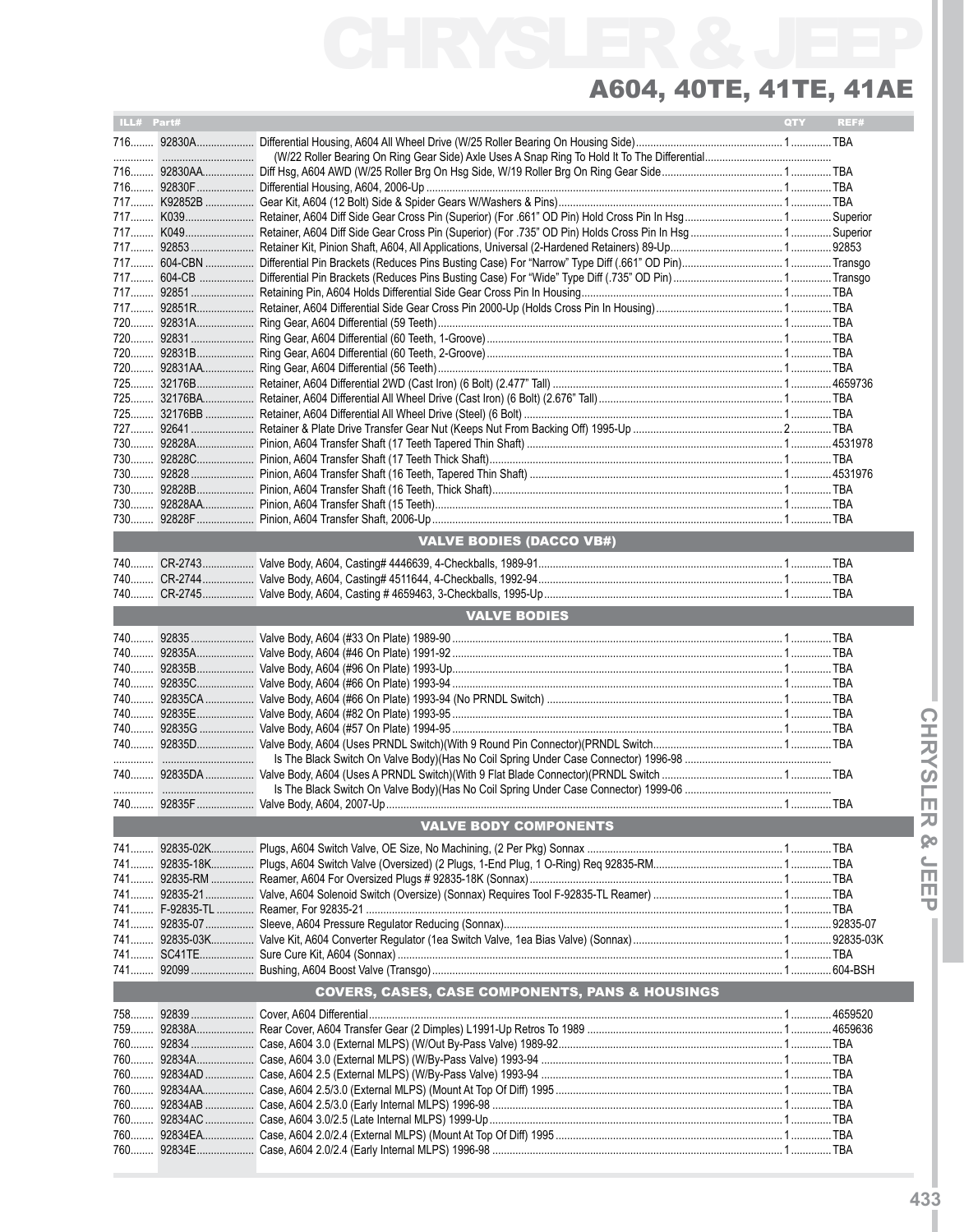# CHRYSLER & JEEP

## A604, 40TE, 41TE, 41AE

| ILL# | Part# | | QTY | REF# |
|---|---|---|---|---|
| 716 | 92830A | Differential Housing, A604 All Wheel Drive (W/25 Roller Bearing On Housing Side) | 1 | TBA |
| | | (W/22 Roller Bearing On Ring Gear Side) Axle Uses A Snap Ring To Hold It To The Differential | | |
| 716 | 92830AA | Diff Hsg, A604 AWD (W/25 Roller Brg On Hsg Side, W/19 Roller Brg On Ring Gear Side | 1 | TBA |
| 716 | 92830F | Differential Housing, A604, 2006-Up | 1 | TBA |
| 717 | K92852B | Gear Kit, A604 (12 Bolt) Side & Spider Gears W/Washers & Pins) | 1 | TBA |
| 717 | K039 | Retainer, A604 Diff Side Gear Cross Pin (Superior) (For .661" OD Pin) Hold Cross Pin In Hsg | 1 | Superior |
| 717 | K049 | Retainer, A604 Diff Side Gear Cross Pin (Superior) (For .735" OD Pin) Holds Cross Pin In Hsg | 1 | Superior |
| 717 | 92853 | Retainer Kit, Pinion Shaft, A604, All Applications, Universal (2-Hardened Retainers) 89-Up | 1 | 92853 |
| 717 | 604-CBN | Differential Pin Brackets (Reduces Pins Busting Case) For "Narrow" Type Diff (.661" OD Pin) | 1 | Transgo |
| 717 | 604-CB | Differential Pin Brackets (Reduces Pins Busting Case) For "Wide" Type Diff (.735" OD Pin) | 1 | Transgo |
| 717 | 92851 | Retaining Pin, A604 Holds Differential Side Gear Cross Pin In Housing | 1 | TBA |
| 717 | 92851R | Retainer, A604 Differential Side Gear Cross Pin 2000-Up (Holds Cross Pin In Housing) | 1 | TBA |
| 720 | 92831A | Ring Gear, A604 Differential (59 Teeth) | 1 | TBA |
| 720 | 92831 | Ring Gear, A604 Differential (60 Teeth, 1-Groove) | 1 | TBA |
| 720 | 92831B | Ring Gear, A604 Differential (60 Teeth, 2-Groove) | 1 | TBA |
| 720 | 92831AA | Ring Gear, A604 Differential (56 Teeth) | 1 | TBA |
| 725 | 32176B | Retainer, A604 Differential 2WD (Cast Iron) (6 Bolt) (2.477" Tall) | 1 | 4659736 |
| 725 | 32176BA | Retainer, A604 Differential All Wheel Drive (Cast Iron) (6 Bolt) (2.676" Tall) | 1 | TBA |
| 725 | 32176BB | Retainer, A604 Differential All Wheel Drive (Steel) (6 Bolt) | 1 | TBA |
| 727 | 92641 | Retainer & Plate Drive Transfer Gear Nut (Keeps Nut From Backing Off) 1995-Up | 2 | TBA |
| 730 | 92828A | Pinion, A604 Transfer Shaft (17 Teeth Tapered Thin Shaft) | 1 | 4531978 |
| 730 | 92828C | Pinion, A604 Transfer Shaft (17 Teeth Thick Shaft) | 1 | TBA |
| 730 | 92828 | Pinion, A604 Transfer Shaft (16 Teeth, Tapered Thin Shaft) | 1 | 4531976 |
| 730 | 92828B | Pinion, A604 Transfer Shaft (16 Teeth, Thick Shaft) | 1 | TBA |
| 730 | 92828AA | Pinion, A604 Transfer Shaft (15 Teeth) | 1 | TBA |
| 730 | 92828F | Pinion, A604 Transfer Shaft, 2006-Up | 1 | TBA |
| | | **VALVE BODIES (DACCO VB#)** | | |
| 740 | CR-2743 | Valve Body, A604, Casting# 4446639, 4-Checkballs, 1989-91 | 1 | TBA |
| 740 | CR-2744 | Valve Body, A604, Casting# 4511644, 4-Checkballs, 1992-94 | 1 | TBA |
| 740 | CR-2745 | Valve Body, A604, Casting # 4659463, 3-Checkballs, 1995-Up | 1 | TBA |
| | | **VALVE BODIES** | | |
| 740 | 92835 | Valve Body, A604 (#33 On Plate) 1989-90 | 1 | TBA |
| 740 | 92835A | Valve Body, A604 (#46 On Plate) 1991-92 | 1 | TBA |
| 740 | 92835B | Valve Body, A604 (#96 On Plate) 1993-Up | 1 | TBA |
| 740 | 92835C | Valve Body, A604 (#66 On Plate) 1993-94 | 1 | TBA |
| 740 | 92835CA | Valve Body, A604 (#66 On Plate) 1993-94 (No PRNDL Switch) | 1 | TBA |
| 740 | 92835E | Valve Body, A604 (#82 On Plate) 1993-95 | 1 | TBA |
| 740 | 92835G | Valve Body, A604 (#57 On Plate) 1994-95 | 1 | TBA |
| 740 | 92835D | Valve Body, A604 (Uses PRNDL Switch)(With 9 Round Pin Connector)(PRNDL Switch | 1 | TBA |
| | | Is The Black Switch On Valve Body)(Has No Coil Spring Under Case Connector) 1996-98 | | |
| 740 | 92835DA | Valve Body, A604 (Uses A PRNDL Switch)(With 9 Flat Blade Connector)(PRNDL Switch | 1 | TBA |
| | | Is The Black Switch On Valve Body)(Has No Coil Spring Under Case Connector) 1999-06 | | |
| 740 | 92835F | Valve Body, A604, 2007-Up | 1 | TBA |
| | | **VALVE BODY COMPONENTS** | | |
| 741 | 92835-02K | Plugs, A604 Switch Valve, OE Size, No Machining, (2 Per Pkg) Sonnax | 1 | TBA |
| 741 | 92835-18K | Plugs, A604 Switch Valve (Oversized) (2 Plugs, 1-End Plug, 1 O-Ring) Req 92835-RM | 1 | TBA |
| 741 | 92835-RM | Reamer, A604 For Oversized Plugs # 92835-18K (Sonnax) | 1 | TBA |
| 741 | 92835-21 | Valve, A604 Solenoid Switch (Oversize) (Sonnax) Requires Tool F-92835-TL Reamer) | 1 | TBA |
| 741 | F-92835-TL | Reamer, For 92835-21 | 1 | TBA |
| 741 | 92835-07 | Sleeve, A604 Pressure Regulator Reducing (Sonnax) | 1 | 92835-07 |
| 741 | 92835-03K | Valve Kit, A604 Converter Regulator (1ea Switch Valve, 1ea Bias Valve) (Sonnax) | 1 | 92835-03K |
| 741 | SC41TE | Sure Cure Kit, A604 (Sonnax) | 1 | TBA |
| 741 | 92099 | Bushing, A604 Boost Valve (Transgo) | 1 | 604-BSH |
| | | **COVERS, CASES, CASE COMPONENTS, PANS & HOUSINGS** | | |
| 758 | 92839 | Cover, A604 Differential | 1 | 4659520 |
| 759 | 92838A | Rear Cover, A604 Transfer Gear (2 Dimples) L1991-Up Retros To 1989 | 1 | 4659636 |
| 760 | 92834 | Case, A604 3.0 (External MLPS) (W/Out By-Pass Valve) 1989-92 | 1 | TBA |
| 760 | 92834A | Case, A604 3.0 (External MLPS) (W/By-Pass Valve) 1993-94 | 1 | TBA |
| 760 | 92834AD | Case, A604 2.5 (External MLPS) (W/By-Pass Valve) 1993-94 | 1 | TBA |
| 760 | 92834AA | Case, A604 2.5/3.0 (External MLPS) (Mount At Top Of Diff) 1995 | 1 | TBA |
| 760 | 92834AB | Case, A604 2.5/3.0 (Early Internal MLPS) 1996-98 | 1 | TBA |
| 760 | 92834AC | Case, A604 3.0/2.5 (Late Internal MLPS) 1999-Up | 1 | TBA |
| 760 | 92834EA | Case, A604 2.0/2.4 (External MLPS) (Mount At Top Of Diff) 1995 | 1 | TBA |
| 760 | 92834E | Case, A604 2.0/2.4 (Early Internal MLPS) 1996-98 | 1 | TBA |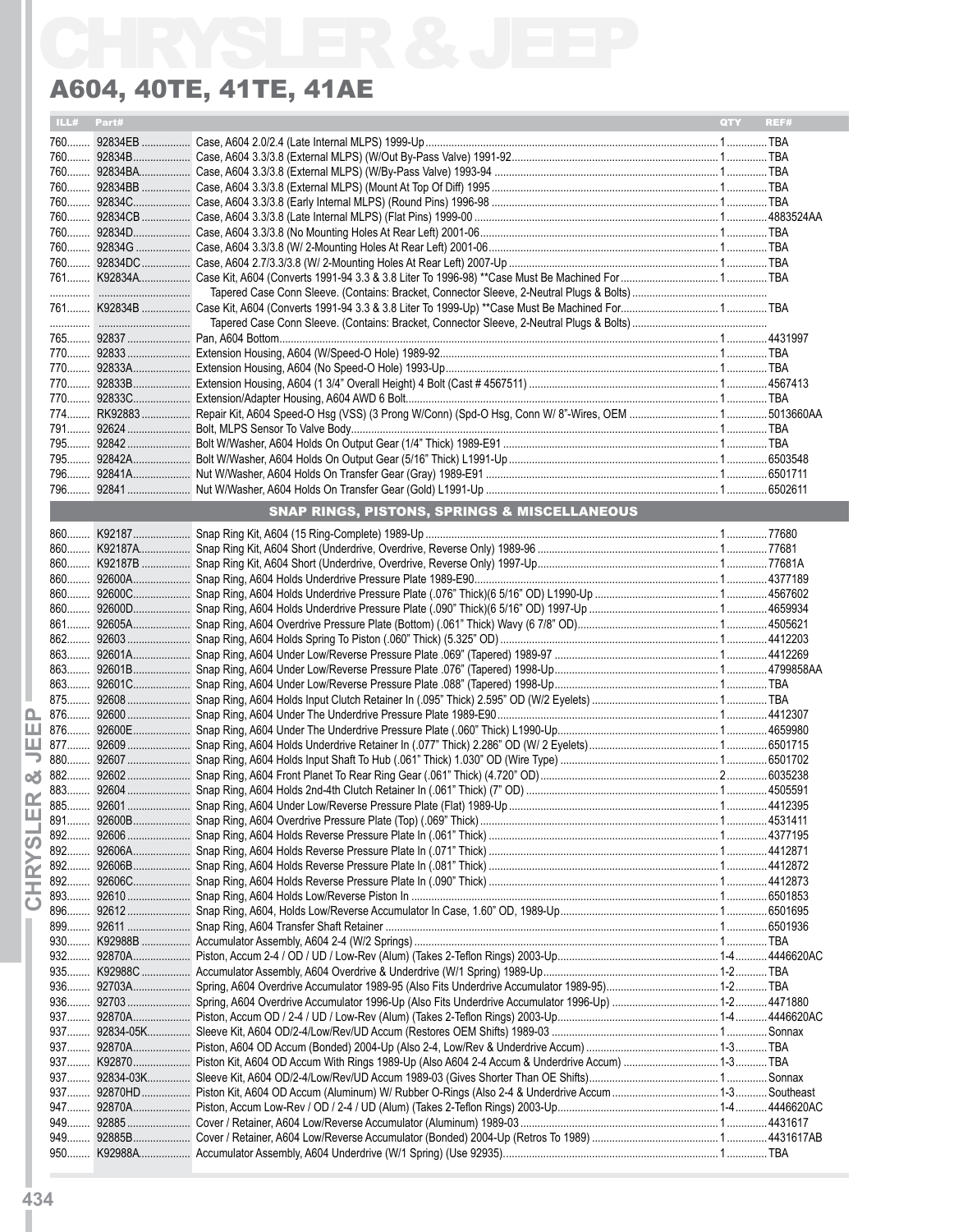# CHRYSLER & JEEP

## A604, 40TE, 41TE, 41AE

| ILL# | Part# | | QTY | REF# |
|---|---|---|---|---|
| 760 | 92834EB | Case, A604 2.0/2.4 (Late Internal MLPS) 1999-Up | 1 | TBA |
| 760 | 92834B | Case, A604 3.3/3.8 (External MLPS) (W/Out By-Pass Valve) 1991-92 | 1 | TBA |
| 760 | 92834BA | Case, A604 3.3/3.8 (External MLPS) (W/By-Pass Valve) 1993-94 | 1 | TBA |
| 760 | 92834BB | Case, A604 3.3/3.8 (External MLPS) (Mount At Top Of Diff) 1995 | 1 | TBA |
| 760 | 92834C | Case, A604 3.3/3.8 (Early Internal MLPS) (Round Pins) 1996-98 | 1 | TBA |
| 760 | 92834CB | Case, A604 3.3/3.8 (Late Internal MLPS) (Flat Pins) 1999-00 | 1 | 4883524AA |
| 760 | 92834D | Case, A604 3.3/3.8 (No Mounting Holes At Rear Left) 2001-06 | 1 | TBA |
| 760 | 92834G | Case, A604 3.3/3.8 (W/ 2-Mounting Holes At Rear Left) 2001-06 | 1 | TBA |
| 760 | 92834DC | Case, A604 2.7/3.3/3.8 (W/ 2-Mounting Holes At Rear Left) 2007-Up | 1 | TBA |
| 761 | K92834A | Case Kit, A604 (Converts 1991-94 3.3 & 3.8 Liter To 1996-98) \*\*Case Must Be Machined For | 1 | TBA |
| | | Tapered Case Conn Sleeve. (Contains: Bracket, Connector Sleeve, 2-Neutral Plugs & Bolts) | | |
| 761 | K92834B | Case Kit, A604 (Converts 1991-94 3.3 & 3.8 Liter To 1999-Up) \*\*Case Must Be Machined For | 1 | TBA |
| | | Tapered Case Conn Sleeve. (Contains: Bracket, Connector Sleeve, 2-Neutral Plugs & Bolts) | | |
| 765 | 92837 | Pan, A604 Bottom | 1 | 4431997 |
| 770 | 92833 | Extension Housing, A604 (W/Speed-O Hole) 1989-92 | 1 | TBA |
| 770 | 92833A | Extension Housing, A604 (No Speed-O Hole) 1993-Up | 1 | TBA |
| 770 | 92833B | Extension Housing, A604 (1 3/4" Overall Height) 4 Bolt (Cast # 4567511) | 1 | 4567413 |
| 770 | 92833C | Extension/Adapter Housing, A604 AWD 6 Bolt | 1 | TBA |
| 774 | RK92883 | Repair Kit, A604 Speed-O Hsg (VSS) (3 Prong W/Conn) (Spd-O Hsg, Conn W/ 8"-Wires, OEM | 1 | 5013660AA |
| 791 | 92624 | Bolt, MLPS Sensor To Valve Body | 1 | TBA |
| 795 | 92842 | Bolt W/Washer, A604 Holds On Output Gear (1/4" Thick) 1989-E91 | 1 | TBA |
| 795 | 92842A | Bolt W/Washer, A604 Holds On Output Gear (5/16" Thick) L1991-Up | 1 | 6503548 |
| 796 | 92841A | Nut W/Washer, A604 Holds On Transfer Gear (Gray) 1989-E91 | 1 | 6501711 |
| 796 | 92841 | Nut W/Washer, A604 Holds On Transfer Gear (Gold) L1991-Up | 1 | 6502611 |
| | | **SNAP RINGS, PISTONS, SPRINGS & MISCELLANEOUS** | | |
| 860 | K92187 | Snap Ring Kit, A604 (15 Ring-Complete) 1989-Up | 1 | 77680 |
| 860 | K92187A | Snap Ring Kit, A604 Short (Underdrive, Overdrive, Reverse Only) 1989-96 | 1 | 77681 |
| 860 | K92187B | Snap Ring Kit, A604 Short (Underdrive, Overdrive, Reverse Only) 1997-Up | 1 | 77681A |
| 860 | 92600A | Snap Ring, A604 Holds Underdrive Pressure Plate 1989-E90 | 1 | 4377189 |
| 860 | 92600C | Snap Ring, A604 Holds Underdrive Pressure Plate (.076" Thick)(6 5/16" OD) L1990-Up | 1 | 4567602 |
| 860 | 92600D | Snap Ring, A604 Holds Underdrive Pressure Plate (.090" Thick)(6 5/16" OD) 1997-Up | 1 | 4659934 |
| 861 | 92605A | Snap Ring, A604 Overdrive Pressure Plate (Bottom) (.061" Thick) Wavy (6 7/8" OD) | 1 | 4505621 |
| 862 | 92603 | Snap Ring, A604 Holds Spring To Piston (.060" Thick) (5.325" OD) | 1 | 4412203 |
| 863 | 92601A | Snap Ring, A604 Under Low/Reverse Pressure Plate .069" (Tapered) 1989-97 | 1 | 4412269 |
| 863 | 92601B | Snap Ring, A604 Under Low/Reverse Pressure Plate .076" (Tapered) 1998-Up | 1 | 4799858AA |
| 863 | 92601C | Snap Ring, A604 Under Low/Reverse Pressure Plate .088" (Tapered) 1998-Up | 1 | TBA |
| 875 | 92608 | Snap Ring, A604 Holds Input Clutch Retainer In (.095" Thick) 2.595" OD (W/2 Eyelets) | 1 | TBA |
| 876 | 92600 | Snap Ring, A604 Under The Underdrive Pressure Plate 1989-E90 | 1 | 4412307 |
| 876 | 92600E | Snap Ring, A604 Under The Underdrive Pressure Plate (.060" Thick) L1990-Up | 1 | 4659980 |
| 877 | 92609 | Snap Ring, A604 Holds Underdrive Retainer In (.077" Thick) 2.286" OD (W/ 2 Eyelets) | 1 | 6501715 |
| 880 | 92607 | Snap Ring, A604 Holds Input Shaft To Hub (.061" Thick) 1.030" OD (Wire Type) | 1 | 6501702 |
| 882 | 92602 | Snap Ring, A604 Front Planet To Rear Ring Gear (.061" Thick) (4.720" OD) | 2 | 6035238 |
| 883 | 92604 | Snap Ring, A604 Holds 2nd-4th Clutch Retainer In (.061" Thick) (7" OD) | 1 | 4505591 |
| 885 | 92601 | Snap Ring, A604 Under Low/Reverse Pressure Plate (Flat) 1989-Up | 1 | 4412395 |
| 891 | 92600B | Snap Ring, A604 Overdrive Pressure Plate (Top) (.069" Thick) | 1 | 4531411 |
| 892 | 92606 | Snap Ring, A604 Holds Reverse Pressure Plate In (.061" Thick) | 1 | 4377195 |
| 892 | 92606A | Snap Ring, A604 Holds Reverse Pressure Plate In (.071" Thick) | 1 | 4412871 |
| 892 | 92606B | Snap Ring, A604 Holds Reverse Pressure Plate In (.081" Thick) | 1 | 4412872 |
| 892 | 92606C | Snap Ring, A604 Holds Reverse Pressure Plate In (.090" Thick) | 1 | 4412873 |
| 893 | 92610 | Snap Ring, A604 Holds Low/Reverse Piston In | 1 | 6501853 |
| 896 | 92612 | Snap Ring, A604, Holds Low/Reverse Accumulator In Case, 1.60" OD, 1989-Up | 1 | 6501695 |
| 899 | 92611 | Snap Ring, A604 Transfer Shaft Retainer | 1 | 6501936 |
| 930 | K92988B | Accumulator Assembly, A604 2-4 (W/2 Springs) | 1 | TBA |
| 932 | 92870A | Piston, Accum 2-4 / OD / UD / Low-Rev (Alum) (Takes 2-Teflon Rings) 2003-Up | 1-4 | 4446620AC |
| 935 | K92988C | Accumulator Assembly, A604 Overdrive & Underdrive (W/1 Spring) 1989-Up | 1-2 | TBA |
| 936 | 92703A | Spring, A604 Overdrive Accumulator 1989-95 (Also Fits Underdrive Accumulator 1989-95) | 1-2 | TBA |
| 936 | 92703 | Spring, A604 Overdrive Accumulator 1996-Up (Also Fits Underdrive Accumulator 1996-Up) | 1-2 | 4471880 |
| 937 | 92870A | Piston, Accum OD / 2-4 / UD / Low-Rev (Alum) (Takes 2-Teflon Rings) 2003-Up | 1-4 | 4446620AC |
| 937 | 92834-05K | Sleeve Kit, A604 OD/2-4/Low/Rev/UD Accum (Restores OEM Shifts) 1989-03 | 1 | Sonnax |
| 937 | 92870A | Piston, A604 OD Accum (Bonded) 2004-Up (Also 2-4, Low/Rev & Underdrive Accum) | 1-3 | TBA |
| 937 | K92870 | Piston Kit, A604 OD Accum With Rings 1989-Up (Also A604 2-4 Accum & Underdrive Accum) | 1-3 | TBA |
| 937 | 92834-03K | Sleeve Kit, A604 OD/2-4/Low/Rev/UD Accum 1989-03 (Gives Shorter Than OE Shifts) | 1 | Sonnax |
| 937 | 92870HD | Piston Kit, A604 OD Accum (Aluminum) W/ Rubber O-Rings (Also 2-4 & Underdrive Accum | 1-3 | Southeast |
| 947 | 92870A | Piston, Accum Low-Rev / OD / 2-4 / UD (Alum) (Takes 2-Teflon Rings) 2003-Up | 1-4 | 4446620AC |
| 949 | 92885 | Cover / Retainer, A604 Low/Reverse Accumulator (Aluminum) 1989-03 | 1 | 4431617 |
| 949 | 92885B | Cover / Retainer, A604 Low/Reverse Accumulator (Bonded) 2004-Up (Retros To 1989) | 1 | 4431617AB |
| 950 | K92988A | Accumulator Assembly, A604 Underdrive (W/1 Spring) (Use 92935) | 1 | TBA |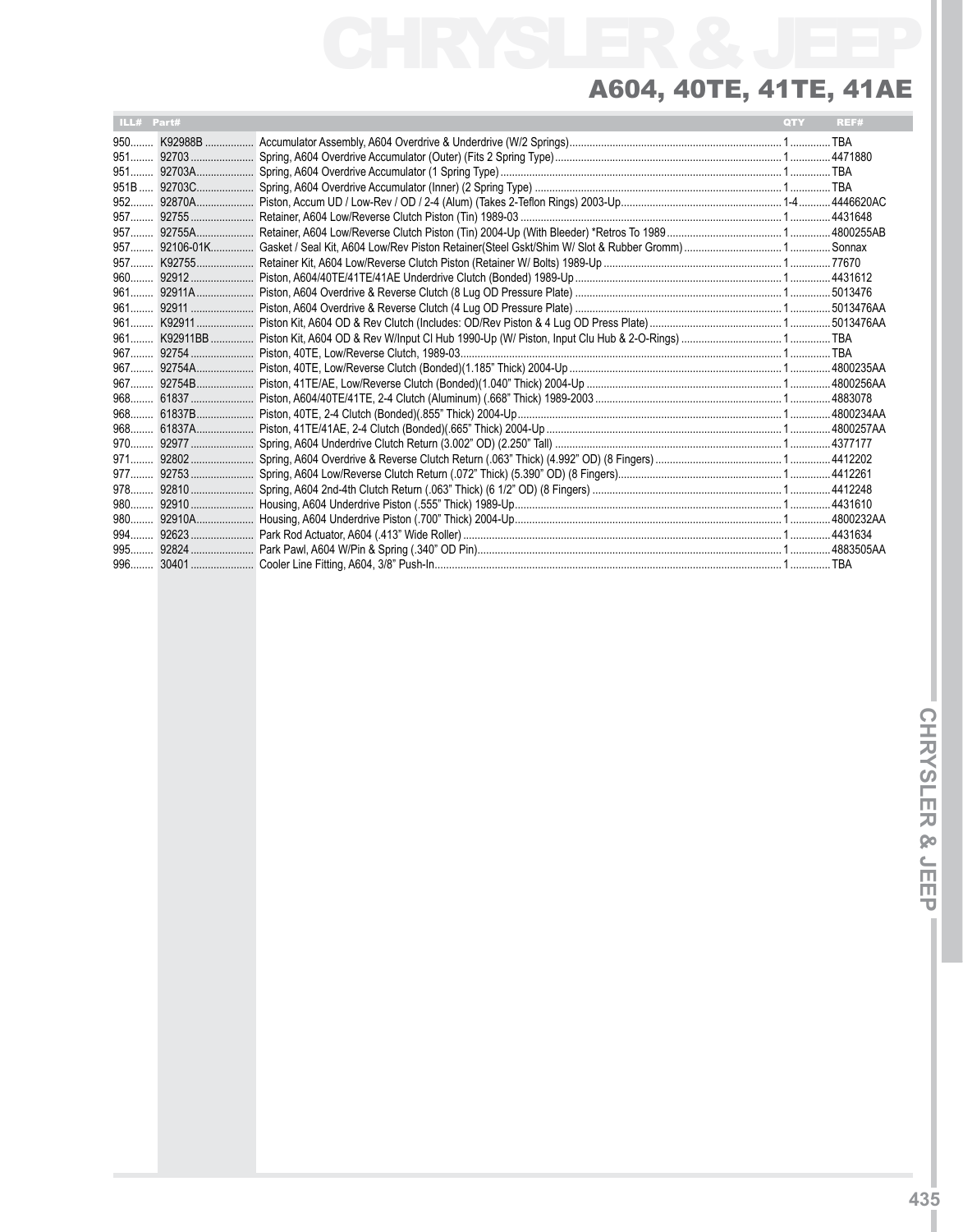# CHRYSLER & JEEP

## A604, 40TE, 41TE, 41AE

| ILL# | Part# | | QTY | REF# |
|---|---|---|---|---|
| 950 | K92988B | Accumulator Assembly, A604 Overdrive & Underdrive (W/2 Springs) | 1 | TBA |
| 951 | 92703 | Spring, A604 Overdrive Accumulator (Outer) (Fits 2 Spring Type) | 1 | 4471880 |
| 951 | 92703A | Spring, A604 Overdrive Accumulator (1 Spring Type) | 1 | TBA |
| 951B | 92703C | Spring, A604 Overdrive Accumulator (Inner) (2 Spring Type) | 1 | TBA |
| 952 | 92870A | Piston, Accum UD / Low-Rev / OD / 2-4 (Alum) (Takes 2-Teflon Rings) 2003-Up | 1-4 | 4446620AC |
| 957 | 92755 | Retainer, A604 Low/Reverse Clutch Piston (Tin) 1989-03 | 1 | 4431648 |
| 957 | 92755A | Retainer, A604 Low/Reverse Clutch Piston (Tin) 2004-Up (With Bleeder) *Retros To 1989 | 1 | 4800255AB |
| 957 | 92106-01K | Gasket / Seal Kit, A604 Low/Rev Piston Retainer(Steel Gskt/Shim W/ Slot & Rubber Gromm) | 1 | Sonnax |
| 957 | K92755 | Retainer Kit, A604 Low/Reverse Clutch Piston (Retainer W/ Bolts) 1989-Up | 1 | 77670 |
| 960 | 92912 | Piston, A604/40TE/41TE/41AE Underdrive Clutch (Bonded) 1989-Up | 1 | 4431612 |
| 961 | 92911A | Piston, A604 Overdrive & Reverse Clutch (8 Lug OD Pressure Plate) | 1 | 5013476 |
| 961 | 92911 | Piston, A604 Overdrive & Reverse Clutch (4 Lug OD Pressure Plate) | 1 | 5013476AA |
| 961 | K92911 | Piston Kit, A604 OD & Rev Clutch (Includes: OD/Rev Piston & 4 Lug OD Press Plate) | 1 | 5013476AA |
| 961 | K92911BB | Piston Kit, A604 OD & Rev W/Input Cl Hub 1990-Up (W/ Piston, Input Clu Hub & 2-O-Rings) | 1 | TBA |
| 967 | 92754 | Piston, 40TE, Low/Reverse Clutch, 1989-03 | 1 | TBA |
| 967 | 92754A | Piston, 40TE, Low/Reverse Clutch (Bonded)(1.185" Thick) 2004-Up | 1 | 4800235AA |
| 967 | 92754B | Piston, 41TE/AE, Low/Reverse Clutch (Bonded)(1.040" Thick) 2004-Up | 1 | 4800256AA |
| 968 | 61837 | Piston, A604/40TE/41TE, 2-4 Clutch (Aluminum) (.668" Thick) 1989-2003 | 1 | 4883078 |
| 968 | 61837B | Piston, 40TE, 2-4 Clutch (Bonded)(.855" Thick) 2004-Up | 1 | 4800234AA |
| 968 | 61837A | Piston, 41TE/41AE, 2-4 Clutch (Bonded)(.665" Thick) 2004-Up | 1 | 4800257AA |
| 970 | 92977 | Spring, A604 Underdrive Clutch Return (3.002" OD) (2.250" Tall) | 1 | 4377177 |
| 971 | 92802 | Spring, A604 Overdrive & Reverse Clutch Return (.063" Thick) (4.992" OD) (8 Fingers) | 1 | 4412202 |
| 977 | 92753 | Spring, A604 Low/Reverse Clutch Return (.072" Thick) (5.390" OD) (8 Fingers) | 1 | 4412261 |
| 978 | 92810 | Spring, A604 2nd-4th Clutch Return (.063" Thick) (6 1/2" OD) (8 Fingers) | 1 | 4412248 |
| 980 | 92910 | Housing, A604 Underdrive Piston (.555" Thick) 1989-Up | 1 | 4431610 |
| 980 | 92910A | Housing, A604 Underdrive Piston (.700" Thick) 2004-Up | 1 | 4800232AA |
| 994 | 92623 | Park Rod Actuator, A604 (.413" Wide Roller) | 1 | 4431634 |
| 995 | 92824 | Park Pawl, A604 W/Pin & Spring (.340" OD Pin) | 1 | 4883505AA |
| 996 | 30401 | Cooler Line Fitting, A604, 3/8" Push-In | 1 | TBA |